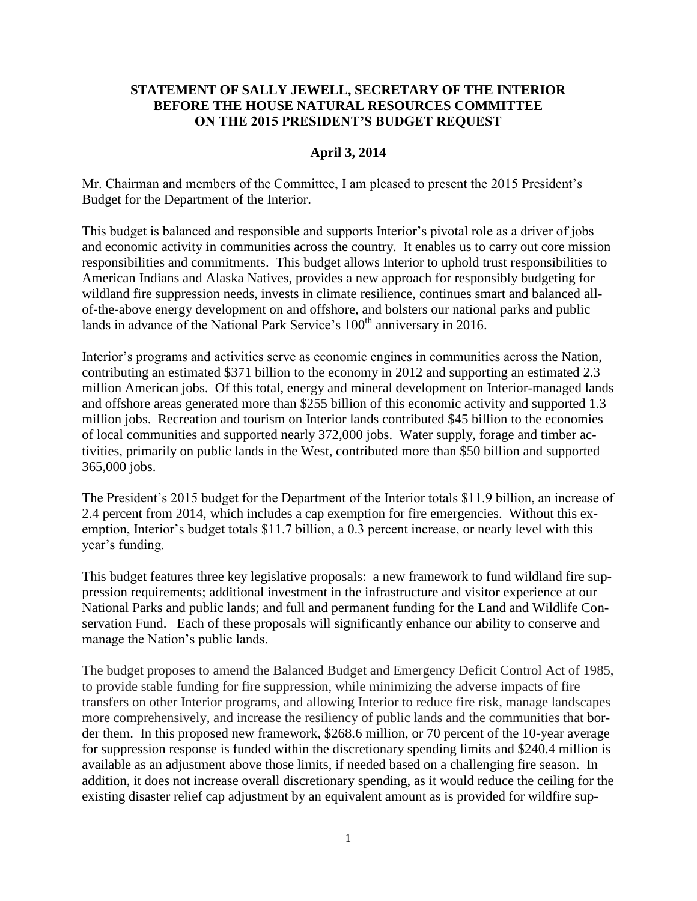**STATEMENT OF SALLY JEWELL, SECRETARY OF THE INTERIOR BEFORE THE HOUSE NATURAL RESOURCES COMMITTEE ON THE 2015 PRESIDENT'S BUDGET REQUEST**

**April 3, 2014**

Mr. Chairman and members of the Committee, I am pleased to present the 2015 President's Budget for the Department of the Interior.

This budget is balanced and responsible and supports Interior's pivotal role as a driver of jobs and economic activity in communities across the country. It enables us to carry out core mission responsibilities and commitments. This budget allows Interior to uphold trust responsibilities to American Indians and Alaska Natives, provides a new approach for responsibly budgeting for wildland fire suppression needs, invests in climate resilience, continues smart and balanced all-of-the-above energy development on and offshore, and bolsters our national parks and public lands in advance of the National Park Service's 100th anniversary in 2016.

Interior's programs and activities serve as economic engines in communities across the Nation, contributing an estimated $371 billion to the economy in 2012 and supporting an estimated 2.3 million American jobs. Of this total, energy and mineral development on Interior-managed lands and offshore areas generated more than $255 billion of this economic activity and supported 1.3 million jobs. Recreation and tourism on Interior lands contributed $45 billion to the economies of local communities and supported nearly 372,000 jobs. Water supply, forage and timber activities, primarily on public lands in the West, contributed more than $50 billion and supported 365,000 jobs.

The President's 2015 budget for the Department of the Interior totals $11.9 billion, an increase of 2.4 percent from 2014, which includes a cap exemption for fire emergencies. Without this exemption, Interior's budget totals $11.7 billion, a 0.3 percent increase, or nearly level with this year's funding.

This budget features three key legislative proposals: a new framework to fund wildland fire suppression requirements; additional investment in the infrastructure and visitor experience at our National Parks and public lands; and full and permanent funding for the Land and Wildlife Conservation Fund. Each of these proposals will significantly enhance our ability to conserve and manage the Nation's public lands.

The budget proposes to amend the Balanced Budget and Emergency Deficit Control Act of 1985, to provide stable funding for fire suppression, while minimizing the adverse impacts of fire transfers on other Interior programs, and allowing Interior to reduce fire risk, manage landscapes more comprehensively, and increase the resiliency of public lands and the communities that border them. In this proposed new framework, $268.6 million, or 70 percent of the 10-year average for suppression response is funded within the discretionary spending limits and $240.4 million is available as an adjustment above those limits, if needed based on a challenging fire season. In addition, it does not increase overall discretionary spending, as it would reduce the ceiling for the existing disaster relief cap adjustment by an equivalent amount as is provided for wildfire sup-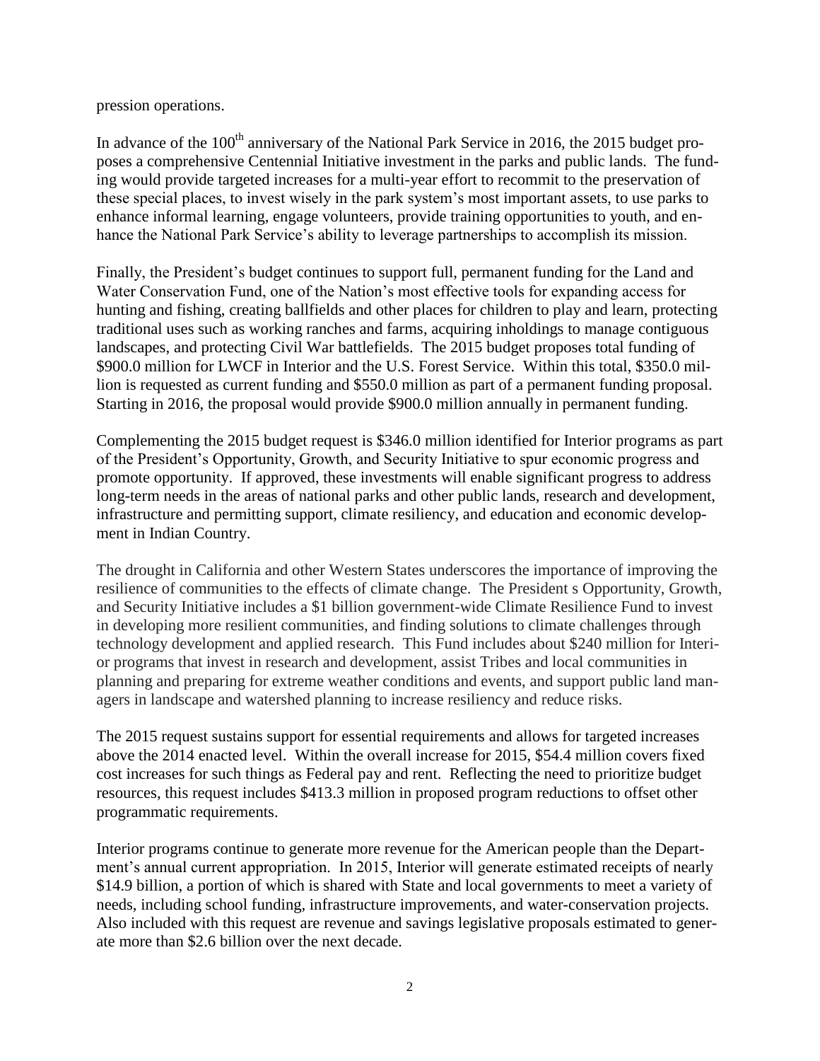pression operations.

In advance of the 100th anniversary of the National Park Service in 2016, the 2015 budget proposes a comprehensive Centennial Initiative investment in the parks and public lands. The funding would provide targeted increases for a multi-year effort to recommit to the preservation of these special places, to invest wisely in the park system's most important assets, to use parks to enhance informal learning, engage volunteers, provide training opportunities to youth, and enhance the National Park Service's ability to leverage partnerships to accomplish its mission.

Finally, the President's budget continues to support full, permanent funding for the Land and Water Conservation Fund, one of the Nation's most effective tools for expanding access for hunting and fishing, creating ballfields and other places for children to play and learn, protecting traditional uses such as working ranches and farms, acquiring inholdings to manage contiguous landscapes, and protecting Civil War battlefields. The 2015 budget proposes total funding of $900.0 million for LWCF in Interior and the U.S. Forest Service. Within this total, $350.0 million is requested as current funding and $550.0 million as part of a permanent funding proposal. Starting in 2016, the proposal would provide $900.0 million annually in permanent funding.

Complementing the 2015 budget request is $346.0 million identified for Interior programs as part of the President's Opportunity, Growth, and Security Initiative to spur economic progress and promote opportunity. If approved, these investments will enable significant progress to address long-term needs in the areas of national parks and other public lands, research and development, infrastructure and permitting support, climate resiliency, and education and economic development in Indian Country.

The drought in California and other Western States underscores the importance of improving the resilience of communities to the effects of climate change. The President s Opportunity, Growth, and Security Initiative includes a $1 billion government-wide Climate Resilience Fund to invest in developing more resilient communities, and finding solutions to climate challenges through technology development and applied research. This Fund includes about $240 million for Interior programs that invest in research and development, assist Tribes and local communities in planning and preparing for extreme weather conditions and events, and support public land managers in landscape and watershed planning to increase resiliency and reduce risks.

The 2015 request sustains support for essential requirements and allows for targeted increases above the 2014 enacted level. Within the overall increase for 2015, $54.4 million covers fixed cost increases for such things as Federal pay and rent. Reflecting the need to prioritize budget resources, this request includes $413.3 million in proposed program reductions to offset other programmatic requirements.

Interior programs continue to generate more revenue for the American people than the Department's annual current appropriation. In 2015, Interior will generate estimated receipts of nearly $14.9 billion, a portion of which is shared with State and local governments to meet a variety of needs, including school funding, infrastructure improvements, and water-conservation projects. Also included with this request are revenue and savings legislative proposals estimated to generate more than $2.6 billion over the next decade.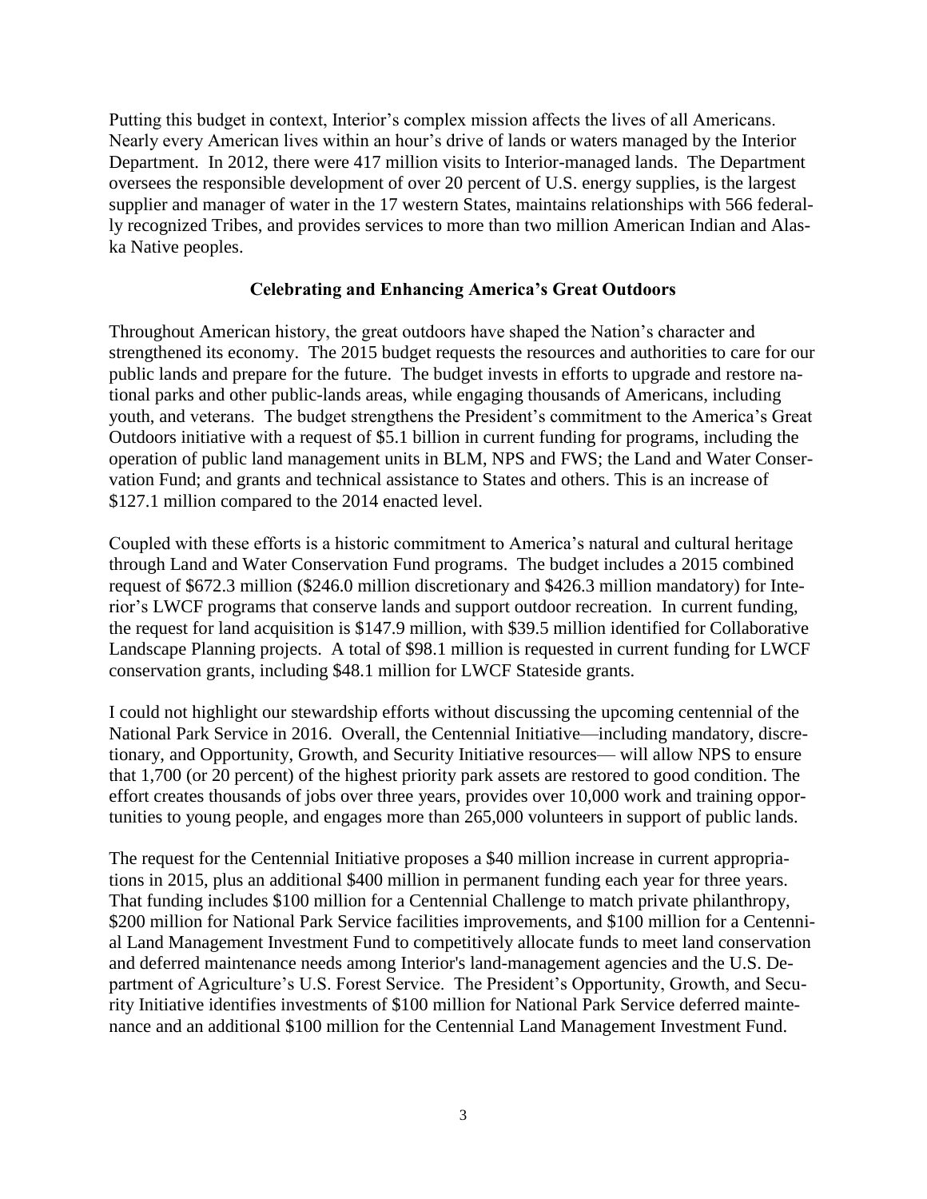Putting this budget in context, Interior's complex mission affects the lives of all Americans. Nearly every American lives within an hour's drive of lands or waters managed by the Interior Department. In 2012, there were 417 million visits to Interior-managed lands. The Department oversees the responsible development of over 20 percent of U.S. energy supplies, is the largest supplier and manager of water in the 17 western States, maintains relationships with 566 federally recognized Tribes, and provides services to more than two million American Indian and Alaska Native peoples.

**Celebrating and Enhancing America's Great Outdoors**

Throughout American history, the great outdoors have shaped the Nation's character and strengthened its economy. The 2015 budget requests the resources and authorities to care for our public lands and prepare for the future. The budget invests in efforts to upgrade and restore national parks and other public-lands areas, while engaging thousands of Americans, including youth, and veterans. The budget strengthens the President's commitment to the America's Great Outdoors initiative with a request of $5.1 billion in current funding for programs, including the operation of public land management units in BLM, NPS and FWS; the Land and Water Conservation Fund; and grants and technical assistance to States and others. This is an increase of $127.1 million compared to the 2014 enacted level.

Coupled with these efforts is a historic commitment to America's natural and cultural heritage through Land and Water Conservation Fund programs. The budget includes a 2015 combined request of $672.3 million ($246.0 million discretionary and $426.3 million mandatory) for Interior's LWCF programs that conserve lands and support outdoor recreation. In current funding, the request for land acquisition is $147.9 million, with $39.5 million identified for Collaborative Landscape Planning projects. A total of $98.1 million is requested in current funding for LWCF conservation grants, including $48.1 million for LWCF Stateside grants.

I could not highlight our stewardship efforts without discussing the upcoming centennial of the National Park Service in 2016. Overall, the Centennial Initiative—including mandatory, discretionary, and Opportunity, Growth, and Security Initiative resources— will allow NPS to ensure that 1,700 (or 20 percent) of the highest priority park assets are restored to good condition. The effort creates thousands of jobs over three years, provides over 10,000 work and training opportunities to young people, and engages more than 265,000 volunteers in support of public lands.

The request for the Centennial Initiative proposes a $40 million increase in current appropriations in 2015, plus an additional $400 million in permanent funding each year for three years. That funding includes $100 million for a Centennial Challenge to match private philanthropy, $200 million for National Park Service facilities improvements, and $100 million for a Centennial Land Management Investment Fund to competitively allocate funds to meet land conservation and deferred maintenance needs among Interior's land-management agencies and the U.S. Department of Agriculture's U.S. Forest Service. The President's Opportunity, Growth, and Security Initiative identifies investments of $100 million for National Park Service deferred maintenance and an additional $100 million for the Centennial Land Management Investment Fund.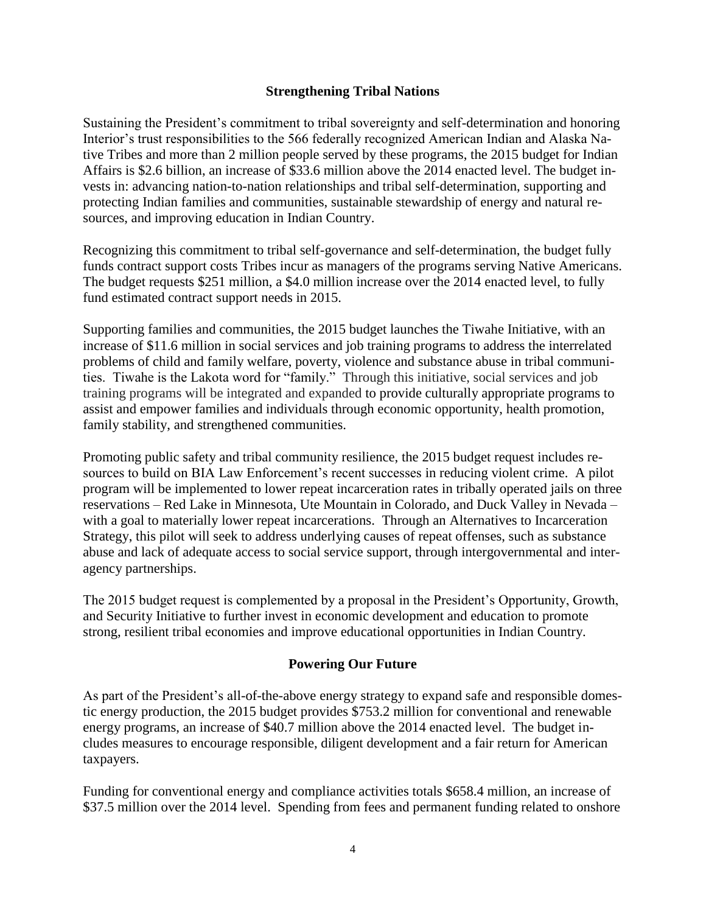## Strengthening Tribal Nations

Sustaining the President's commitment to tribal sovereignty and self-determination and honoring Interior's trust responsibilities to the 566 federally recognized American Indian and Alaska Native Tribes and more than 2 million people served by these programs, the 2015 budget for Indian Affairs is $2.6 billion, an increase of $33.6 million above the 2014 enacted level. The budget invests in: advancing nation-to-nation relationships and tribal self-determination, supporting and protecting Indian families and communities, sustainable stewardship of energy and natural resources, and improving education in Indian Country.

Recognizing this commitment to tribal self-governance and self-determination, the budget fully funds contract support costs Tribes incur as managers of the programs serving Native Americans. The budget requests $251 million, a $4.0 million increase over the 2014 enacted level, to fully fund estimated contract support needs in 2015.

Supporting families and communities, the 2015 budget launches the Tiwahe Initiative, with an increase of $11.6 million in social services and job training programs to address the interrelated problems of child and family welfare, poverty, violence and substance abuse in tribal communities. Tiwahe is the Lakota word for "family." Through this initiative, social services and job training programs will be integrated and expanded to provide culturally appropriate programs to assist and empower families and individuals through economic opportunity, health promotion, family stability, and strengthened communities.

Promoting public safety and tribal community resilience, the 2015 budget request includes resources to build on BIA Law Enforcement's recent successes in reducing violent crime. A pilot program will be implemented to lower repeat incarceration rates in tribally operated jails on three reservations – Red Lake in Minnesota, Ute Mountain in Colorado, and Duck Valley in Nevada – with a goal to materially lower repeat incarcerations. Through an Alternatives to Incarceration Strategy, this pilot will seek to address underlying causes of repeat offenses, such as substance abuse and lack of adequate access to social service support, through intergovernmental and interagency partnerships.

The 2015 budget request is complemented by a proposal in the President's Opportunity, Growth, and Security Initiative to further invest in economic development and education to promote strong, resilient tribal economies and improve educational opportunities in Indian Country.

## Powering Our Future

As part of the President's all-of-the-above energy strategy to expand safe and responsible domestic energy production, the 2015 budget provides $753.2 million for conventional and renewable energy programs, an increase of $40.7 million above the 2014 enacted level. The budget includes measures to encourage responsible, diligent development and a fair return for American taxpayers.

Funding for conventional energy and compliance activities totals $658.4 million, an increase of $37.5 million over the 2014 level. Spending from fees and permanent funding related to onshore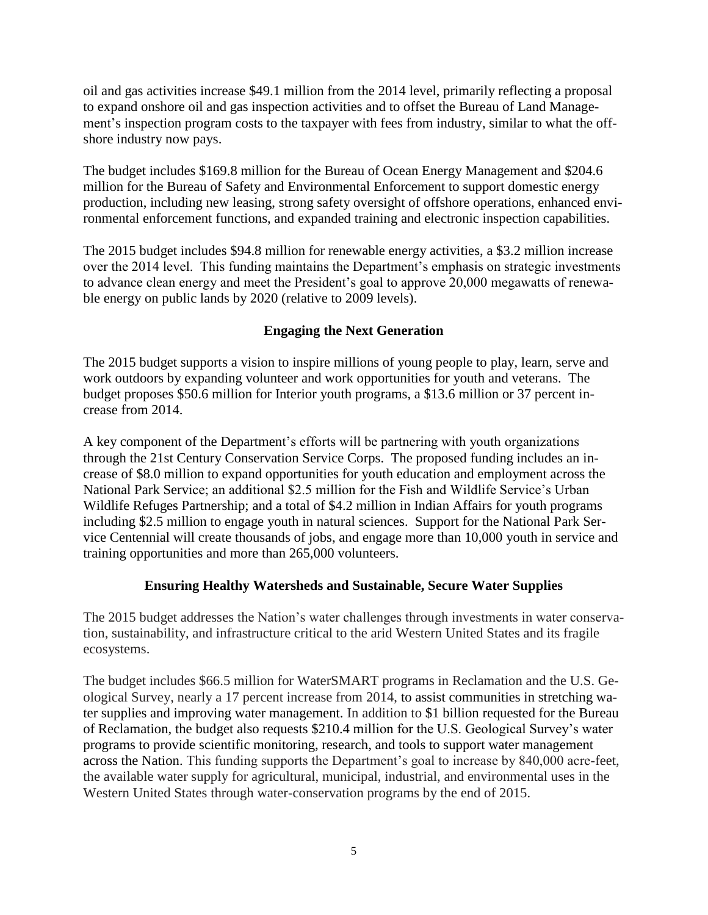oil and gas activities increase \$49.1 million from the 2014 level, primarily reflecting a proposal to expand onshore oil and gas inspection activities and to offset the Bureau of Land Management's inspection program costs to the taxpayer with fees from industry, similar to what the offshore industry now pays.

The budget includes \$169.8 million for the Bureau of Ocean Energy Management and \$204.6 million for the Bureau of Safety and Environmental Enforcement to support domestic energy production, including new leasing, strong safety oversight of offshore operations, enhanced environmental enforcement functions, and expanded training and electronic inspection capabilities.

The 2015 budget includes \$94.8 million for renewable energy activities, a \$3.2 million increase over the 2014 level. This funding maintains the Department's emphasis on strategic investments to advance clean energy and meet the President's goal to approve 20,000 megawatts of renewable energy on public lands by 2020 (relative to 2009 levels).

## Engaging the Next Generation

The 2015 budget supports a vision to inspire millions of young people to play, learn, serve and work outdoors by expanding volunteer and work opportunities for youth and veterans. The budget proposes \$50.6 million for Interior youth programs, a \$13.6 million or 37 percent increase from 2014.

A key component of the Department's efforts will be partnering with youth organizations through the 21st Century Conservation Service Corps. The proposed funding includes an increase of \$8.0 million to expand opportunities for youth education and employment across the National Park Service; an additional \$2.5 million for the Fish and Wildlife Service's Urban Wildlife Refuges Partnership; and a total of \$4.2 million in Indian Affairs for youth programs including \$2.5 million to engage youth in natural sciences. Support for the National Park Service Centennial will create thousands of jobs, and engage more than 10,000 youth in service and training opportunities and more than 265,000 volunteers.

## Ensuring Healthy Watersheds and Sustainable, Secure Water Supplies

The 2015 budget addresses the Nation's water challenges through investments in water conservation, sustainability, and infrastructure critical to the arid Western United States and its fragile ecosystems.

The budget includes \$66.5 million for WaterSMART programs in Reclamation and the U.S. Geological Survey, nearly a 17 percent increase from 2014, to assist communities in stretching water supplies and improving water management. In addition to \$1 billion requested for the Bureau of Reclamation, the budget also requests \$210.4 million for the U.S. Geological Survey's water programs to provide scientific monitoring, research, and tools to support water management across the Nation. This funding supports the Department's goal to increase by 840,000 acre-feet, the available water supply for agricultural, municipal, industrial, and environmental uses in the Western United States through water-conservation programs by the end of 2015.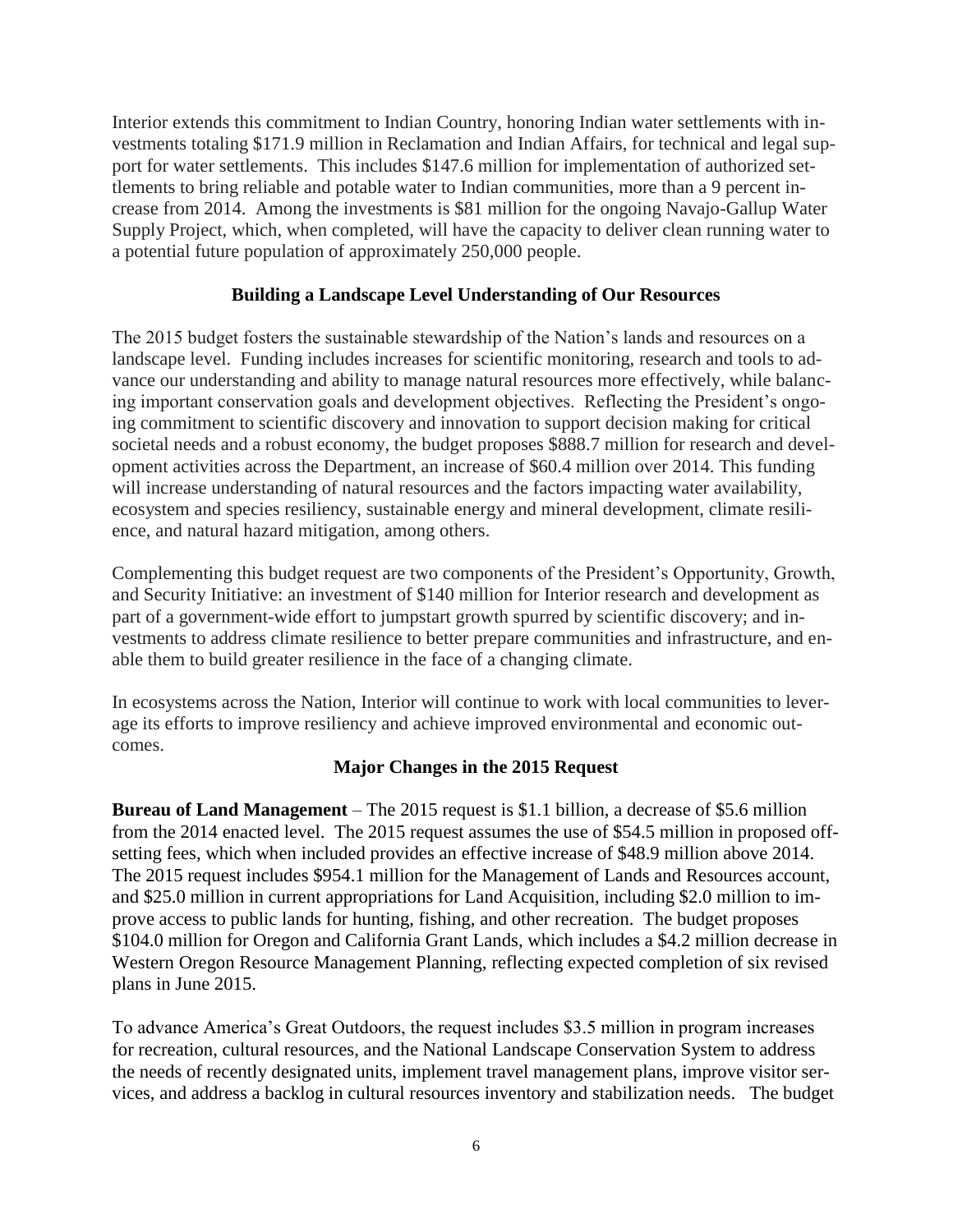Interior extends this commitment to Indian Country, honoring Indian water settlements with investments totaling $171.9 million in Reclamation and Indian Affairs, for technical and legal support for water settlements. This includes $147.6 million for implementation of authorized settlements to bring reliable and potable water to Indian communities, more than a 9 percent increase from 2014. Among the investments is $81 million for the ongoing Navajo-Gallup Water Supply Project, which, when completed, will have the capacity to deliver clean running water to a potential future population of approximately 250,000 people.

## Building a Landscape Level Understanding of Our Resources

The 2015 budget fosters the sustainable stewardship of the Nation's lands and resources on a landscape level. Funding includes increases for scientific monitoring, research and tools to advance our understanding and ability to manage natural resources more effectively, while balancing important conservation goals and development objectives. Reflecting the President's ongoing commitment to scientific discovery and innovation to support decision making for critical societal needs and a robust economy, the budget proposes $888.7 million for research and development activities across the Department, an increase of $60.4 million over 2014. This funding will increase understanding of natural resources and the factors impacting water availability, ecosystem and species resiliency, sustainable energy and mineral development, climate resilience, and natural hazard mitigation, among others.

Complementing this budget request are two components of the President's Opportunity, Growth, and Security Initiative: an investment of $140 million for Interior research and development as part of a government-wide effort to jumpstart growth spurred by scientific discovery; and investments to address climate resilience to better prepare communities and infrastructure, and enable them to build greater resilience in the face of a changing climate.

In ecosystems across the Nation, Interior will continue to work with local communities to leverage its efforts to improve resiliency and achieve improved environmental and economic outcomes.

## Major Changes in the 2015 Request

**Bureau of Land Management** – The 2015 request is $1.1 billion, a decrease of $5.6 million from the 2014 enacted level. The 2015 request assumes the use of $54.5 million in proposed offsetting fees, which when included provides an effective increase of $48.9 million above 2014. The 2015 request includes $954.1 million for the Management of Lands and Resources account, and $25.0 million in current appropriations for Land Acquisition, including $2.0 million to improve access to public lands for hunting, fishing, and other recreation. The budget proposes $104.0 million for Oregon and California Grant Lands, which includes a $4.2 million decrease in Western Oregon Resource Management Planning, reflecting expected completion of six revised plans in June 2015.

To advance America's Great Outdoors, the request includes $3.5 million in program increases for recreation, cultural resources, and the National Landscape Conservation System to address the needs of recently designated units, implement travel management plans, improve visitor services, and address a backlog in cultural resources inventory and stabilization needs. The budget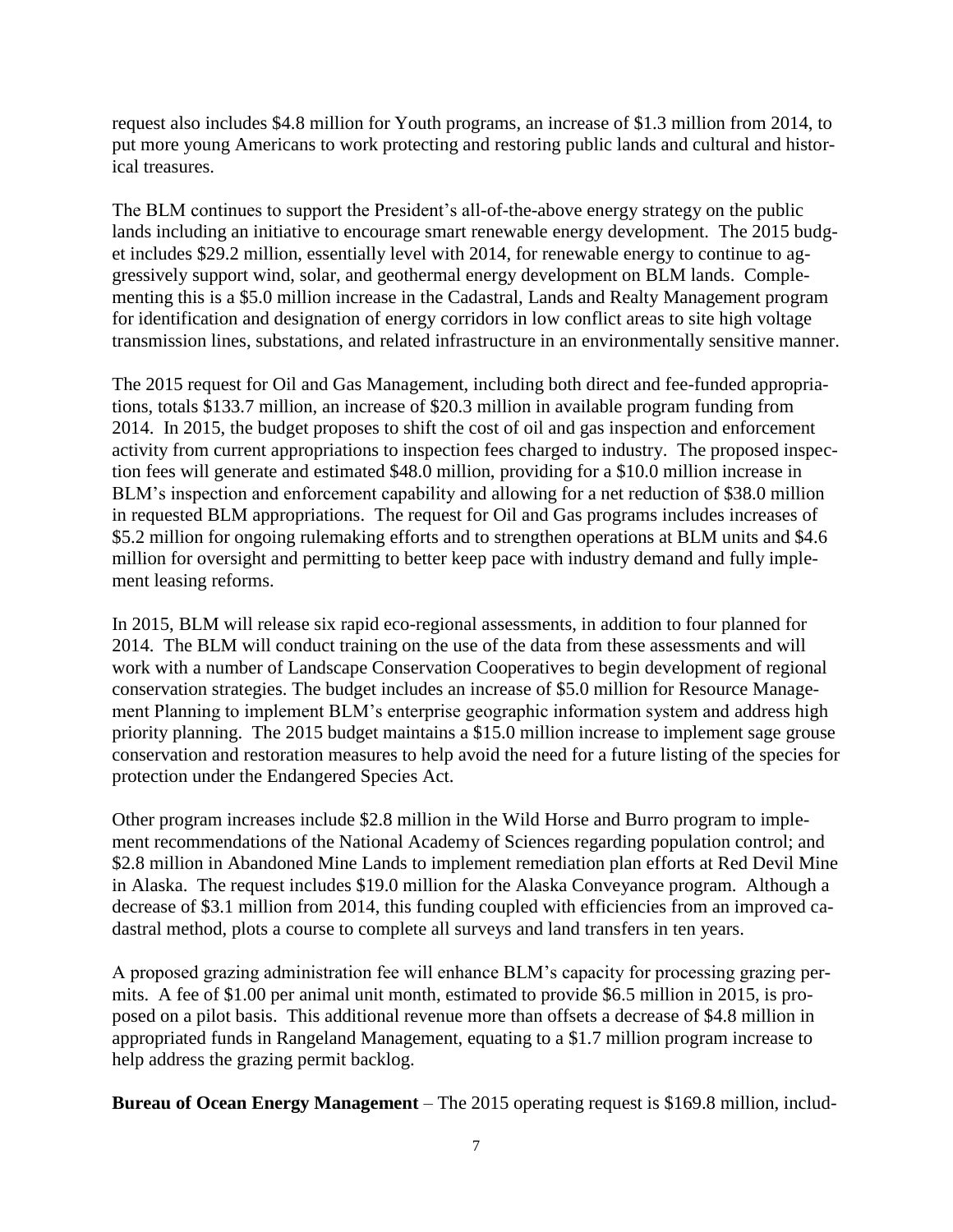request also includes $4.8 million for Youth programs, an increase of $1.3 million from 2014, to put more young Americans to work protecting and restoring public lands and cultural and historical treasures.

The BLM continues to support the President's all-of-the-above energy strategy on the public lands including an initiative to encourage smart renewable energy development. The 2015 budget includes $29.2 million, essentially level with 2014, for renewable energy to continue to aggressively support wind, solar, and geothermal energy development on BLM lands. Complementing this is a $5.0 million increase in the Cadastral, Lands and Realty Management program for identification and designation of energy corridors in low conflict areas to site high voltage transmission lines, substations, and related infrastructure in an environmentally sensitive manner.

The 2015 request for Oil and Gas Management, including both direct and fee-funded appropriations, totals $133.7 million, an increase of $20.3 million in available program funding from 2014. In 2015, the budget proposes to shift the cost of oil and gas inspection and enforcement activity from current appropriations to inspection fees charged to industry. The proposed inspection fees will generate and estimated $48.0 million, providing for a $10.0 million increase in BLM's inspection and enforcement capability and allowing for a net reduction of $38.0 million in requested BLM appropriations. The request for Oil and Gas programs includes increases of $5.2 million for ongoing rulemaking efforts and to strengthen operations at BLM units and $4.6 million for oversight and permitting to better keep pace with industry demand and fully implement leasing reforms.

In 2015, BLM will release six rapid eco-regional assessments, in addition to four planned for 2014. The BLM will conduct training on the use of the data from these assessments and will work with a number of Landscape Conservation Cooperatives to begin development of regional conservation strategies. The budget includes an increase of $5.0 million for Resource Management Planning to implement BLM's enterprise geographic information system and address high priority planning. The 2015 budget maintains a $15.0 million increase to implement sage grouse conservation and restoration measures to help avoid the need for a future listing of the species for protection under the Endangered Species Act.

Other program increases include $2.8 million in the Wild Horse and Burro program to implement recommendations of the National Academy of Sciences regarding population control; and $2.8 million in Abandoned Mine Lands to implement remediation plan efforts at Red Devil Mine in Alaska. The request includes $19.0 million for the Alaska Conveyance program. Although a decrease of $3.1 million from 2014, this funding coupled with efficiencies from an improved cadastral method, plots a course to complete all surveys and land transfers in ten years.

A proposed grazing administration fee will enhance BLM's capacity for processing grazing permits. A fee of $1.00 per animal unit month, estimated to provide $6.5 million in 2015, is proposed on a pilot basis. This additional revenue more than offsets a decrease of $4.8 million in appropriated funds in Rangeland Management, equating to a $1.7 million program increase to help address the grazing permit backlog.

**Bureau of Ocean Energy Management** – The 2015 operating request is $169.8 million, includ-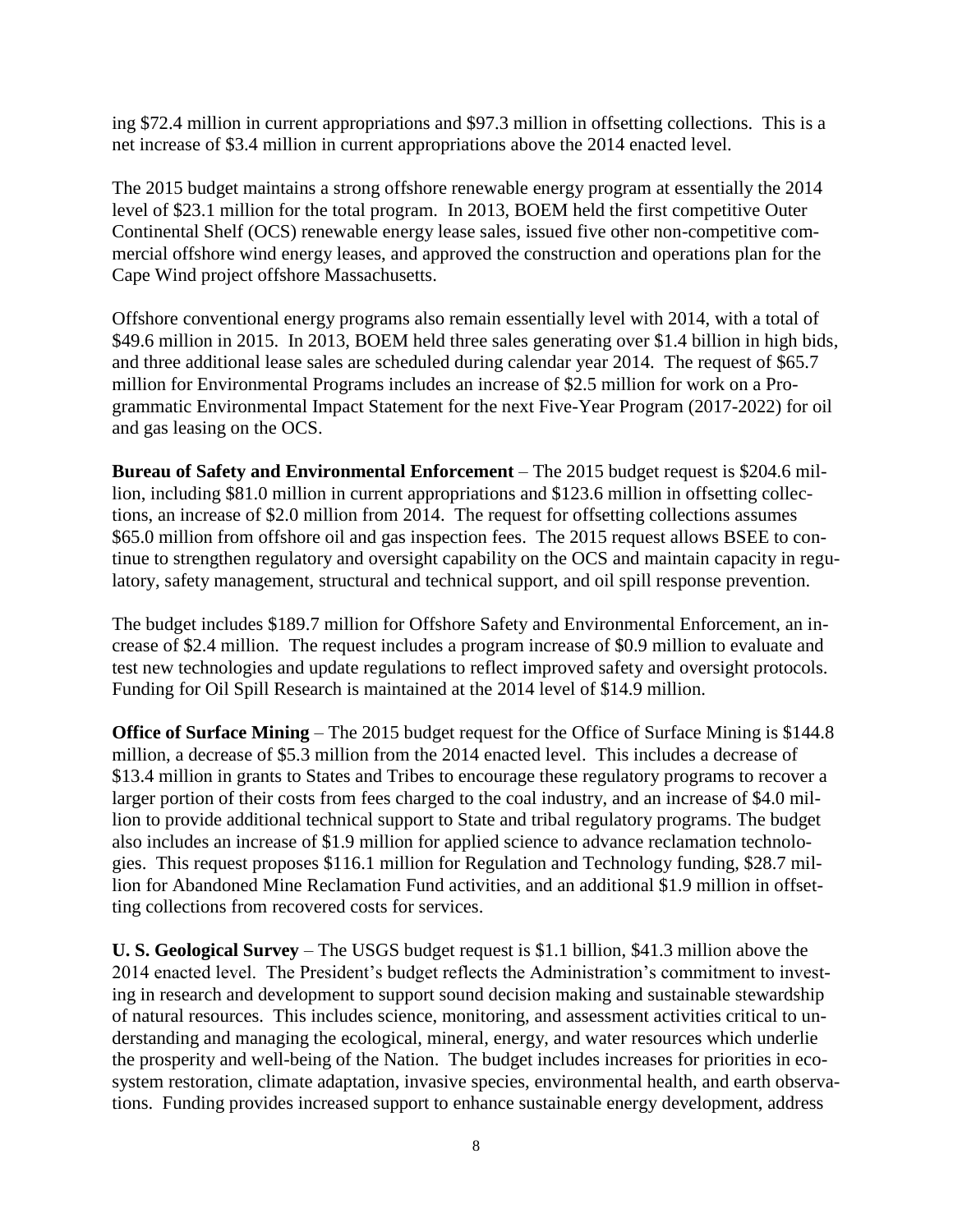ing $72.4 million in current appropriations and $97.3 million in offsetting collections. This is a net increase of $3.4 million in current appropriations above the 2014 enacted level.

The 2015 budget maintains a strong offshore renewable energy program at essentially the 2014 level of $23.1 million for the total program. In 2013, BOEM held the first competitive Outer Continental Shelf (OCS) renewable energy lease sales, issued five other non-competitive commercial offshore wind energy leases, and approved the construction and operations plan for the Cape Wind project offshore Massachusetts.

Offshore conventional energy programs also remain essentially level with 2014, with a total of $49.6 million in 2015. In 2013, BOEM held three sales generating over $1.4 billion in high bids, and three additional lease sales are scheduled during calendar year 2014. The request of $65.7 million for Environmental Programs includes an increase of $2.5 million for work on a Programmatic Environmental Impact Statement for the next Five-Year Program (2017-2022) for oil and gas leasing on the OCS.

**Bureau of Safety and Environmental Enforcement** – The 2015 budget request is $204.6 million, including $81.0 million in current appropriations and $123.6 million in offsetting collections, an increase of $2.0 million from 2014. The request for offsetting collections assumes $65.0 million from offshore oil and gas inspection fees. The 2015 request allows BSEE to continue to strengthen regulatory and oversight capability on the OCS and maintain capacity in regulatory, safety management, structural and technical support, and oil spill response prevention.

The budget includes $189.7 million for Offshore Safety and Environmental Enforcement, an increase of $2.4 million. The request includes a program increase of $0.9 million to evaluate and test new technologies and update regulations to reflect improved safety and oversight protocols. Funding for Oil Spill Research is maintained at the 2014 level of $14.9 million.

**Office of Surface Mining** – The 2015 budget request for the Office of Surface Mining is $144.8 million, a decrease of $5.3 million from the 2014 enacted level. This includes a decrease of $13.4 million in grants to States and Tribes to encourage these regulatory programs to recover a larger portion of their costs from fees charged to the coal industry, and an increase of $4.0 million to provide additional technical support to State and tribal regulatory programs. The budget also includes an increase of $1.9 million for applied science to advance reclamation technologies. This request proposes $116.1 million for Regulation and Technology funding, $28.7 million for Abandoned Mine Reclamation Fund activities, and an additional $1.9 million in offsetting collections from recovered costs for services.

**U. S. Geological Survey** – The USGS budget request is $1.1 billion, $41.3 million above the 2014 enacted level. The President's budget reflects the Administration's commitment to investing in research and development to support sound decision making and sustainable stewardship of natural resources. This includes science, monitoring, and assessment activities critical to understanding and managing the ecological, mineral, energy, and water resources which underlie the prosperity and well-being of the Nation. The budget includes increases for priorities in ecosystem restoration, climate adaptation, invasive species, environmental health, and earth observations. Funding provides increased support to enhance sustainable energy development, address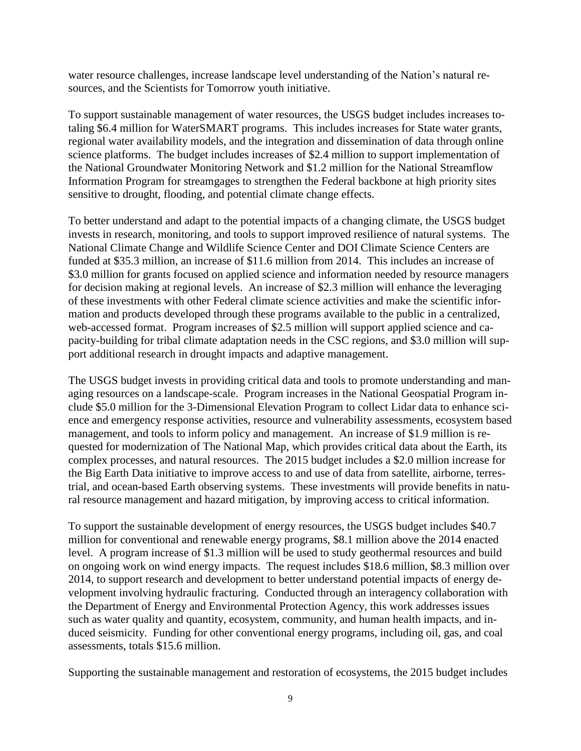water resource challenges, increase landscape level understanding of the Nation's natural resources, and the Scientists for Tomorrow youth initiative.

To support sustainable management of water resources, the USGS budget includes increases totaling $6.4 million for WaterSMART programs. This includes increases for State water grants, regional water availability models, and the integration and dissemination of data through online science platforms. The budget includes increases of $2.4 million to support implementation of the National Groundwater Monitoring Network and $1.2 million for the National Streamflow Information Program for streamgages to strengthen the Federal backbone at high priority sites sensitive to drought, flooding, and potential climate change effects.

To better understand and adapt to the potential impacts of a changing climate, the USGS budget invests in research, monitoring, and tools to support improved resilience of natural systems. The National Climate Change and Wildlife Science Center and DOI Climate Science Centers are funded at $35.3 million, an increase of $11.6 million from 2014. This includes an increase of $3.0 million for grants focused on applied science and information needed by resource managers for decision making at regional levels. An increase of $2.3 million will enhance the leveraging of these investments with other Federal climate science activities and make the scientific information and products developed through these programs available to the public in a centralized, web-accessed format. Program increases of $2.5 million will support applied science and capacity-building for tribal climate adaptation needs in the CSC regions, and $3.0 million will support additional research in drought impacts and adaptive management.

The USGS budget invests in providing critical data and tools to promote understanding and managing resources on a landscape-scale. Program increases in the National Geospatial Program include $5.0 million for the 3-Dimensional Elevation Program to collect Lidar data to enhance science and emergency response activities, resource and vulnerability assessments, ecosystem based management, and tools to inform policy and management. An increase of $1.9 million is requested for modernization of The National Map, which provides critical data about the Earth, its complex processes, and natural resources. The 2015 budget includes a $2.0 million increase for the Big Earth Data initiative to improve access to and use of data from satellite, airborne, terrestrial, and ocean-based Earth observing systems. These investments will provide benefits in natural resource management and hazard mitigation, by improving access to critical information.

To support the sustainable development of energy resources, the USGS budget includes $40.7 million for conventional and renewable energy programs, $8.1 million above the 2014 enacted level. A program increase of $1.3 million will be used to study geothermal resources and build on ongoing work on wind energy impacts. The request includes $18.6 million, $8.3 million over 2014, to support research and development to better understand potential impacts of energy development involving hydraulic fracturing. Conducted through an interagency collaboration with the Department of Energy and Environmental Protection Agency, this work addresses issues such as water quality and quantity, ecosystem, community, and human health impacts, and induced seismicity. Funding for other conventional energy programs, including oil, gas, and coal assessments, totals $15.6 million.

Supporting the sustainable management and restoration of ecosystems, the 2015 budget includes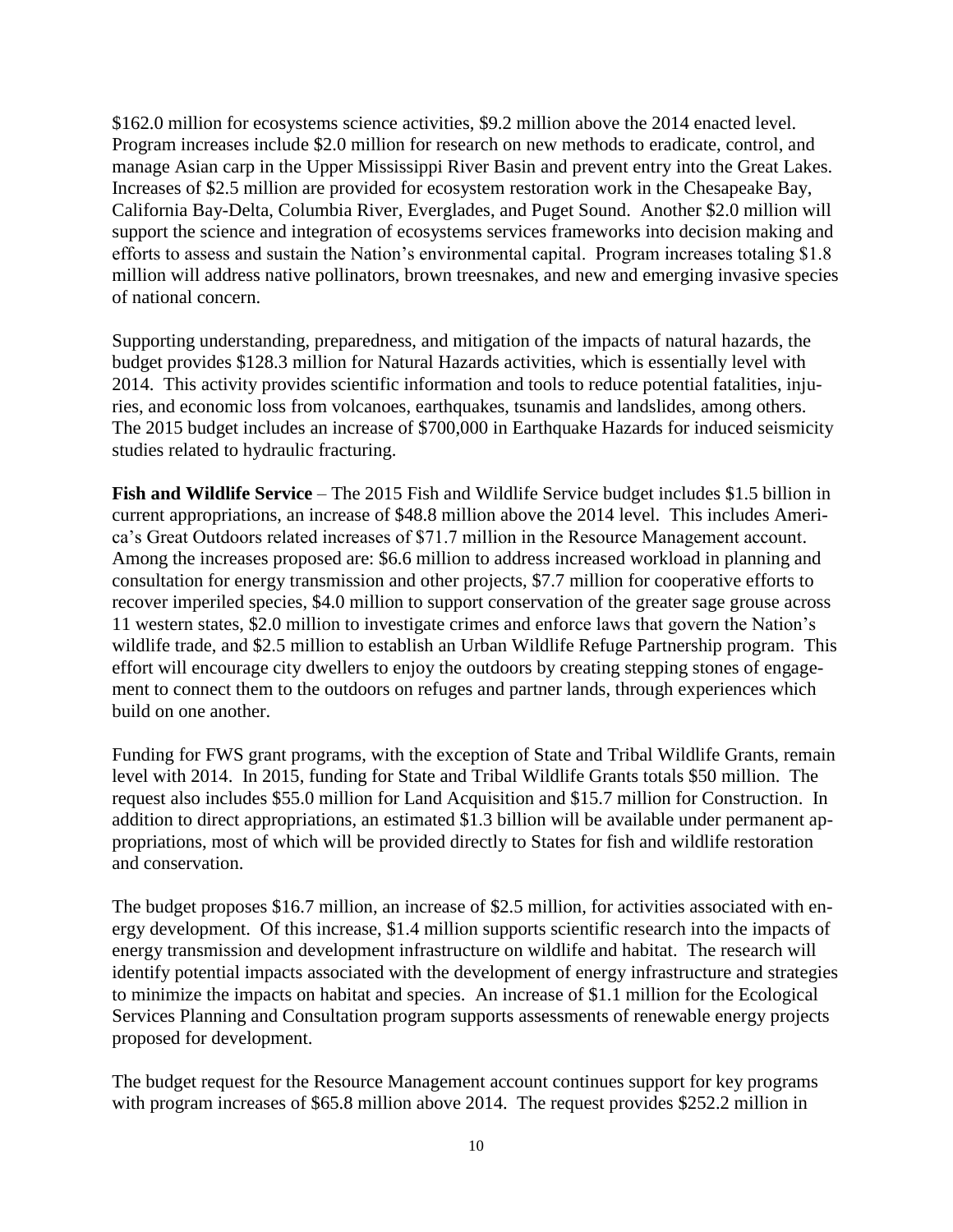$162.0 million for ecosystems science activities, $9.2 million above the 2014 enacted level. Program increases include $2.0 million for research on new methods to eradicate, control, and manage Asian carp in the Upper Mississippi River Basin and prevent entry into the Great Lakes. Increases of $2.5 million are provided for ecosystem restoration work in the Chesapeake Bay, California Bay-Delta, Columbia River, Everglades, and Puget Sound. Another $2.0 million will support the science and integration of ecosystems services frameworks into decision making and efforts to assess and sustain the Nation's environmental capital. Program increases totaling $1.8 million will address native pollinators, brown treesnakes, and new and emerging invasive species of national concern.

Supporting understanding, preparedness, and mitigation of the impacts of natural hazards, the budget provides $128.3 million for Natural Hazards activities, which is essentially level with 2014. This activity provides scientific information and tools to reduce potential fatalities, injuries, and economic loss from volcanoes, earthquakes, tsunamis and landslides, among others. The 2015 budget includes an increase of $700,000 in Earthquake Hazards for induced seismicity studies related to hydraulic fracturing.

**Fish and Wildlife Service** – The 2015 Fish and Wildlife Service budget includes $1.5 billion in current appropriations, an increase of $48.8 million above the 2014 level. This includes America's Great Outdoors related increases of $71.7 million in the Resource Management account. Among the increases proposed are: $6.6 million to address increased workload in planning and consultation for energy transmission and other projects, $7.7 million for cooperative efforts to recover imperiled species, $4.0 million to support conservation of the greater sage grouse across 11 western states, $2.0 million to investigate crimes and enforce laws that govern the Nation's wildlife trade, and $2.5 million to establish an Urban Wildlife Refuge Partnership program. This effort will encourage city dwellers to enjoy the outdoors by creating stepping stones of engagement to connect them to the outdoors on refuges and partner lands, through experiences which build on one another.

Funding for FWS grant programs, with the exception of State and Tribal Wildlife Grants, remain level with 2014. In 2015, funding for State and Tribal Wildlife Grants totals $50 million. The request also includes $55.0 million for Land Acquisition and $15.7 million for Construction. In addition to direct appropriations, an estimated $1.3 billion will be available under permanent appropriations, most of which will be provided directly to States for fish and wildlife restoration and conservation.

The budget proposes $16.7 million, an increase of $2.5 million, for activities associated with energy development. Of this increase, $1.4 million supports scientific research into the impacts of energy transmission and development infrastructure on wildlife and habitat. The research will identify potential impacts associated with the development of energy infrastructure and strategies to minimize the impacts on habitat and species. An increase of $1.1 million for the Ecological Services Planning and Consultation program supports assessments of renewable energy projects proposed for development.

The budget request for the Resource Management account continues support for key programs with program increases of $65.8 million above 2014. The request provides $252.2 million in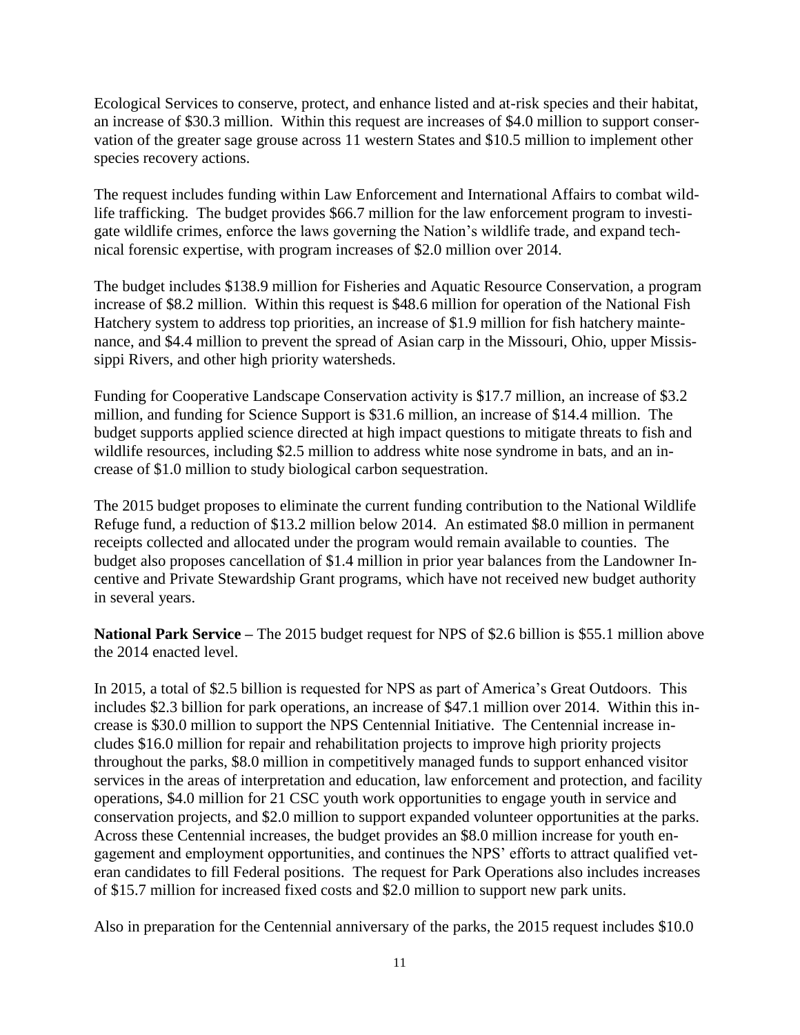Ecological Services to conserve, protect, and enhance listed and at-risk species and their habitat, an increase of $30.3 million. Within this request are increases of $4.0 million to support conservation of the greater sage grouse across 11 western States and $10.5 million to implement other species recovery actions.

The request includes funding within Law Enforcement and International Affairs to combat wildlife trafficking. The budget provides $66.7 million for the law enforcement program to investigate wildlife crimes, enforce the laws governing the Nation's wildlife trade, and expand technical forensic expertise, with program increases of $2.0 million over 2014.

The budget includes $138.9 million for Fisheries and Aquatic Resource Conservation, a program increase of $8.2 million. Within this request is $48.6 million for operation of the National Fish Hatchery system to address top priorities, an increase of $1.9 million for fish hatchery maintenance, and $4.4 million to prevent the spread of Asian carp in the Missouri, Ohio, upper Mississippi Rivers, and other high priority watersheds.

Funding for Cooperative Landscape Conservation activity is $17.7 million, an increase of $3.2 million, and funding for Science Support is $31.6 million, an increase of $14.4 million. The budget supports applied science directed at high impact questions to mitigate threats to fish and wildlife resources, including $2.5 million to address white nose syndrome in bats, and an increase of $1.0 million to study biological carbon sequestration.

The 2015 budget proposes to eliminate the current funding contribution to the National Wildlife Refuge fund, a reduction of $13.2 million below 2014. An estimated $8.0 million in permanent receipts collected and allocated under the program would remain available to counties. The budget also proposes cancellation of $1.4 million in prior year balances from the Landowner Incentive and Private Stewardship Grant programs, which have not received new budget authority in several years.

**National Park Service –** The 2015 budget request for NPS of $2.6 billion is $55.1 million above the 2014 enacted level.

In 2015, a total of $2.5 billion is requested for NPS as part of America's Great Outdoors. This includes $2.3 billion for park operations, an increase of $47.1 million over 2014. Within this increase is $30.0 million to support the NPS Centennial Initiative. The Centennial increase includes $16.0 million for repair and rehabilitation projects to improve high priority projects throughout the parks, $8.0 million in competitively managed funds to support enhanced visitor services in the areas of interpretation and education, law enforcement and protection, and facility operations, $4.0 million for 21 CSC youth work opportunities to engage youth in service and conservation projects, and $2.0 million to support expanded volunteer opportunities at the parks. Across these Centennial increases, the budget provides an $8.0 million increase for youth engagement and employment opportunities, and continues the NPS' efforts to attract qualified veteran candidates to fill Federal positions. The request for Park Operations also includes increases of $15.7 million for increased fixed costs and $2.0 million to support new park units.

Also in preparation for the Centennial anniversary of the parks, the 2015 request includes $10.0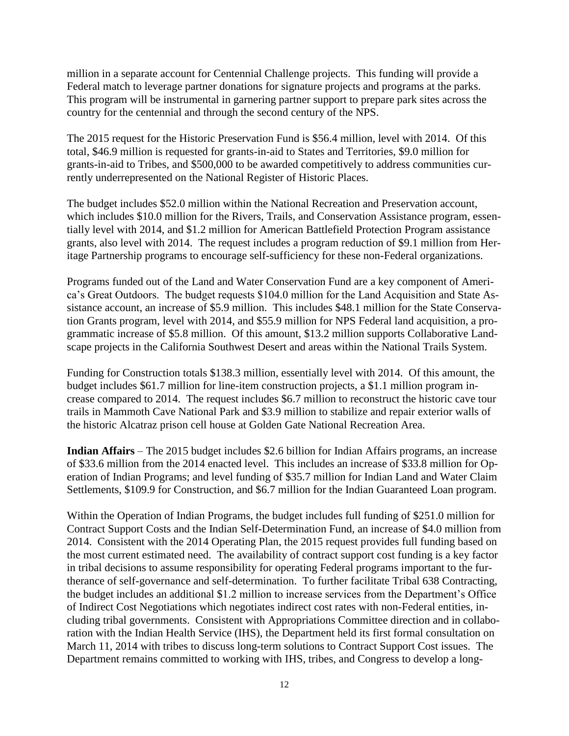million in a separate account for Centennial Challenge projects. This funding will provide a Federal match to leverage partner donations for signature projects and programs at the parks. This program will be instrumental in garnering partner support to prepare park sites across the country for the centennial and through the second century of the NPS.

The 2015 request for the Historic Preservation Fund is $56.4 million, level with 2014. Of this total, $46.9 million is requested for grants-in-aid to States and Territories, $9.0 million for grants-in-aid to Tribes, and $500,000 to be awarded competitively to address communities currently underrepresented on the National Register of Historic Places.

The budget includes $52.0 million within the National Recreation and Preservation account, which includes $10.0 million for the Rivers, Trails, and Conservation Assistance program, essentially level with 2014, and $1.2 million for American Battlefield Protection Program assistance grants, also level with 2014. The request includes a program reduction of $9.1 million from Heritage Partnership programs to encourage self-sufficiency for these non-Federal organizations.

Programs funded out of the Land and Water Conservation Fund are a key component of America's Great Outdoors. The budget requests $104.0 million for the Land Acquisition and State Assistance account, an increase of $5.9 million. This includes $48.1 million for the State Conservation Grants program, level with 2014, and $55.9 million for NPS Federal land acquisition, a programmatic increase of $5.8 million. Of this amount, $13.2 million supports Collaborative Landscape projects in the California Southwest Desert and areas within the National Trails System.

Funding for Construction totals $138.3 million, essentially level with 2014. Of this amount, the budget includes $61.7 million for line-item construction projects, a $1.1 million program increase compared to 2014. The request includes $6.7 million to reconstruct the historic cave tour trails in Mammoth Cave National Park and $3.9 million to stabilize and repair exterior walls of the historic Alcatraz prison cell house at Golden Gate National Recreation Area.

**Indian Affairs** – The 2015 budget includes $2.6 billion for Indian Affairs programs, an increase of $33.6 million from the 2014 enacted level. This includes an increase of $33.8 million for Operation of Indian Programs; and level funding of $35.7 million for Indian Land and Water Claim Settlements, $109.9 for Construction, and $6.7 million for the Indian Guaranteed Loan program.

Within the Operation of Indian Programs, the budget includes full funding of $251.0 million for Contract Support Costs and the Indian Self-Determination Fund, an increase of $4.0 million from 2014. Consistent with the 2014 Operating Plan, the 2015 request provides full funding based on the most current estimated need. The availability of contract support cost funding is a key factor in tribal decisions to assume responsibility for operating Federal programs important to the furtherance of self-governance and self-determination. To further facilitate Tribal 638 Contracting, the budget includes an additional $1.2 million to increase services from the Department's Office of Indirect Cost Negotiations which negotiates indirect cost rates with non-Federal entities, including tribal governments. Consistent with Appropriations Committee direction and in collaboration with the Indian Health Service (IHS), the Department held its first formal consultation on March 11, 2014 with tribes to discuss long-term solutions to Contract Support Cost issues. The Department remains committed to working with IHS, tribes, and Congress to develop a long-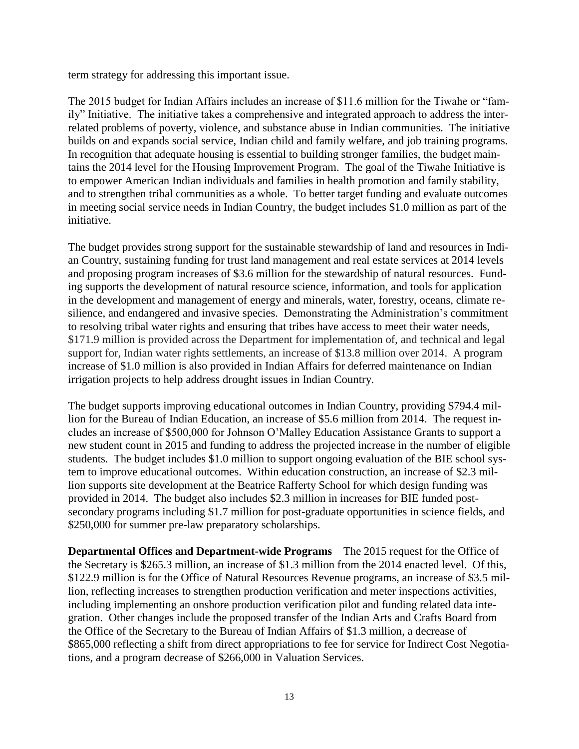term strategy for addressing this important issue.

The 2015 budget for Indian Affairs includes an increase of $11.6 million for the Tiwahe or "family" Initiative. The initiative takes a comprehensive and integrated approach to address the interrelated problems of poverty, violence, and substance abuse in Indian communities. The initiative builds on and expands social service, Indian child and family welfare, and job training programs. In recognition that adequate housing is essential to building stronger families, the budget maintains the 2014 level for the Housing Improvement Program. The goal of the Tiwahe Initiative is to empower American Indian individuals and families in health promotion and family stability, and to strengthen tribal communities as a whole. To better target funding and evaluate outcomes in meeting social service needs in Indian Country, the budget includes $1.0 million as part of the initiative.

The budget provides strong support for the sustainable stewardship of land and resources in Indian Country, sustaining funding for trust land management and real estate services at 2014 levels and proposing program increases of $3.6 million for the stewardship of natural resources. Funding supports the development of natural resource science, information, and tools for application in the development and management of energy and minerals, water, forestry, oceans, climate resilience, and endangered and invasive species. Demonstrating the Administration's commitment to resolving tribal water rights and ensuring that tribes have access to meet their water needs, $171.9 million is provided across the Department for implementation of, and technical and legal support for, Indian water rights settlements, an increase of $13.8 million over 2014. A program increase of $1.0 million is also provided in Indian Affairs for deferred maintenance on Indian irrigation projects to help address drought issues in Indian Country.

The budget supports improving educational outcomes in Indian Country, providing $794.4 million for the Bureau of Indian Education, an increase of $5.6 million from 2014. The request includes an increase of $500,000 for Johnson O'Malley Education Assistance Grants to support a new student count in 2015 and funding to address the projected increase in the number of eligible students. The budget includes $1.0 million to support ongoing evaluation of the BIE school system to improve educational outcomes. Within education construction, an increase of $2.3 million supports site development at the Beatrice Rafferty School for which design funding was provided in 2014. The budget also includes $2.3 million in increases for BIE funded post-secondary programs including $1.7 million for post-graduate opportunities in science fields, and $250,000 for summer pre-law preparatory scholarships.

**Departmental Offices and Department-wide Programs** – The 2015 request for the Office of the Secretary is $265.3 million, an increase of $1.3 million from the 2014 enacted level. Of this, $122.9 million is for the Office of Natural Resources Revenue programs, an increase of $3.5 million, reflecting increases to strengthen production verification and meter inspections activities, including implementing an onshore production verification pilot and funding related data integration. Other changes include the proposed transfer of the Indian Arts and Crafts Board from the Office of the Secretary to the Bureau of Indian Affairs of $1.3 million, a decrease of $865,000 reflecting a shift from direct appropriations to fee for service for Indirect Cost Negotiations, and a program decrease of $266,000 in Valuation Services.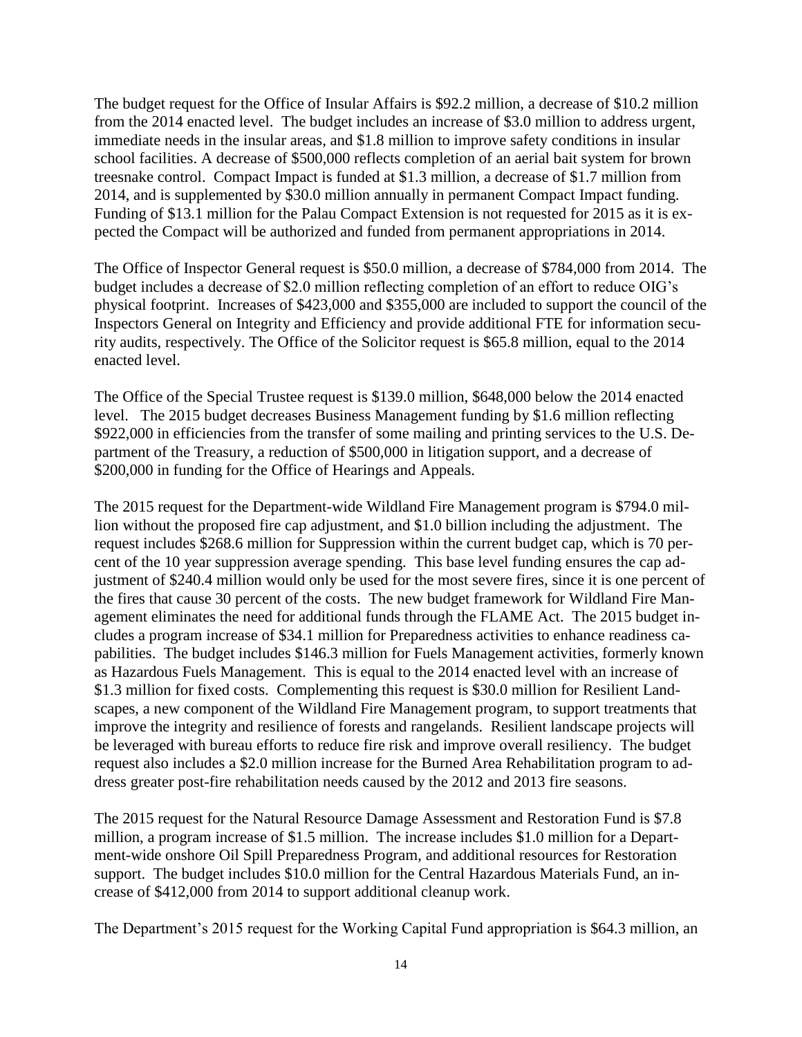The budget request for the Office of Insular Affairs is $92.2 million, a decrease of $10.2 million from the 2014 enacted level. The budget includes an increase of $3.0 million to address urgent, immediate needs in the insular areas, and $1.8 million to improve safety conditions in insular school facilities. A decrease of $500,000 reflects completion of an aerial bait system for brown treesnake control. Compact Impact is funded at $1.3 million, a decrease of $1.7 million from 2014, and is supplemented by $30.0 million annually in permanent Compact Impact funding. Funding of $13.1 million for the Palau Compact Extension is not requested for 2015 as it is expected the Compact will be authorized and funded from permanent appropriations in 2014.

The Office of Inspector General request is $50.0 million, a decrease of $784,000 from 2014. The budget includes a decrease of $2.0 million reflecting completion of an effort to reduce OIG's physical footprint. Increases of $423,000 and $355,000 are included to support the council of the Inspectors General on Integrity and Efficiency and provide additional FTE for information security audits, respectively. The Office of the Solicitor request is $65.8 million, equal to the 2014 enacted level.

The Office of the Special Trustee request is $139.0 million, $648,000 below the 2014 enacted level. The 2015 budget decreases Business Management funding by $1.6 million reflecting $922,000 in efficiencies from the transfer of some mailing and printing services to the U.S. Department of the Treasury, a reduction of $500,000 in litigation support, and a decrease of $200,000 in funding for the Office of Hearings and Appeals.

The 2015 request for the Department-wide Wildland Fire Management program is $794.0 million without the proposed fire cap adjustment, and $1.0 billion including the adjustment. The request includes $268.6 million for Suppression within the current budget cap, which is 70 percent of the 10 year suppression average spending. This base level funding ensures the cap adjustment of $240.4 million would only be used for the most severe fires, since it is one percent of the fires that cause 30 percent of the costs. The new budget framework for Wildland Fire Management eliminates the need for additional funds through the FLAME Act. The 2015 budget includes a program increase of $34.1 million for Preparedness activities to enhance readiness capabilities. The budget includes $146.3 million for Fuels Management activities, formerly known as Hazardous Fuels Management. This is equal to the 2014 enacted level with an increase of $1.3 million for fixed costs. Complementing this request is $30.0 million for Resilient Landscapes, a new component of the Wildland Fire Management program, to support treatments that improve the integrity and resilience of forests and rangelands. Resilient landscape projects will be leveraged with bureau efforts to reduce fire risk and improve overall resiliency. The budget request also includes a $2.0 million increase for the Burned Area Rehabilitation program to address greater post-fire rehabilitation needs caused by the 2012 and 2013 fire seasons.

The 2015 request for the Natural Resource Damage Assessment and Restoration Fund is $7.8 million, a program increase of $1.5 million. The increase includes $1.0 million for a Department-wide onshore Oil Spill Preparedness Program, and additional resources for Restoration support. The budget includes $10.0 million for the Central Hazardous Materials Fund, an increase of $412,000 from 2014 to support additional cleanup work.

The Department's 2015 request for the Working Capital Fund appropriation is $64.3 million, an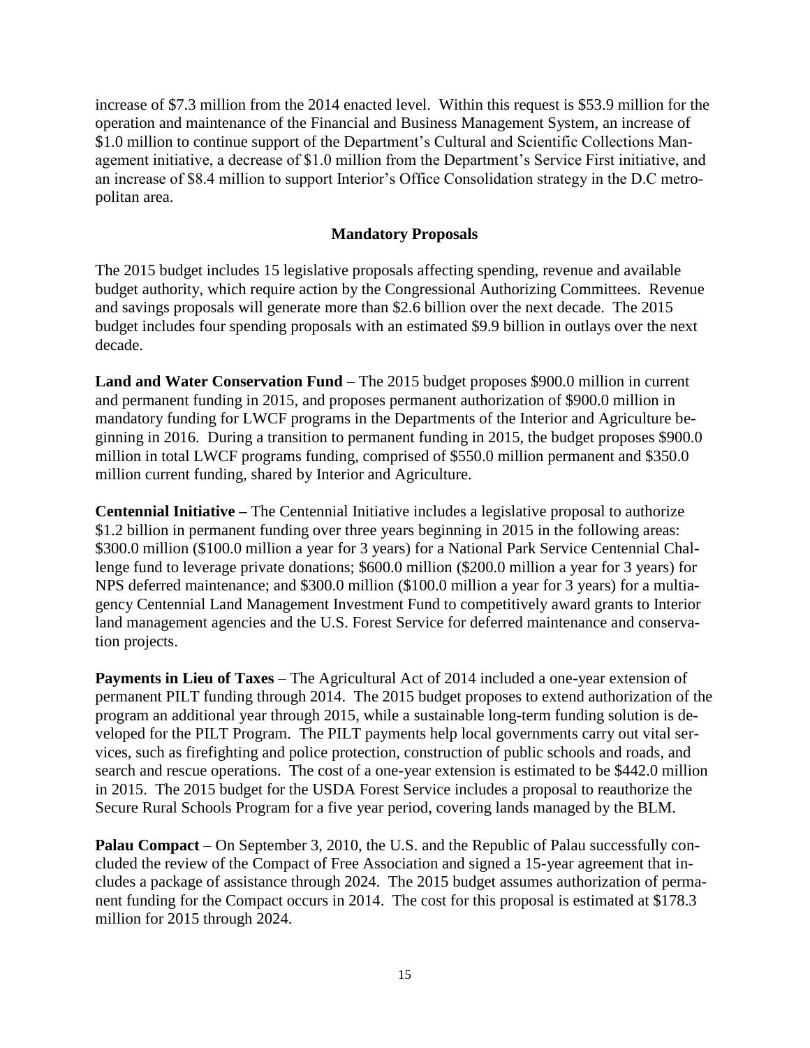increase of $7.3 million from the 2014 enacted level. Within this request is $53.9 million for the operation and maintenance of the Financial and Business Management System, an increase of $1.0 million to continue support of the Department's Cultural and Scientific Collections Management initiative, a decrease of $1.0 million from the Department's Service First initiative, and an increase of $8.4 million to support Interior's Office Consolidation strategy in the D.C metropolitan area.

## Mandatory Proposals

The 2015 budget includes 15 legislative proposals affecting spending, revenue and available budget authority, which require action by the Congressional Authorizing Committees. Revenue and savings proposals will generate more than $2.6 billion over the next decade. The 2015 budget includes four spending proposals with an estimated $9.9 billion in outlays over the next decade.

**Land and Water Conservation Fund** – The 2015 budget proposes $900.0 million in current and permanent funding in 2015, and proposes permanent authorization of $900.0 million in mandatory funding for LWCF programs in the Departments of the Interior and Agriculture beginning in 2016. During a transition to permanent funding in 2015, the budget proposes $900.0 million in total LWCF programs funding, comprised of $550.0 million permanent and $350.0 million current funding, shared by Interior and Agriculture.

**Centennial Initiative –** The Centennial Initiative includes a legislative proposal to authorize $1.2 billion in permanent funding over three years beginning in 2015 in the following areas: $300.0 million ($100.0 million a year for 3 years) for a National Park Service Centennial Challenge fund to leverage private donations; $600.0 million ($200.0 million a year for 3 years) for NPS deferred maintenance; and $300.0 million ($100.0 million a year for 3 years) for a multiagency Centennial Land Management Investment Fund to competitively award grants to Interior land management agencies and the U.S. Forest Service for deferred maintenance and conservation projects.

**Payments in Lieu of Taxes** – The Agricultural Act of 2014 included a one-year extension of permanent PILT funding through 2014. The 2015 budget proposes to extend authorization of the program an additional year through 2015, while a sustainable long-term funding solution is developed for the PILT Program. The PILT payments help local governments carry out vital services, such as firefighting and police protection, construction of public schools and roads, and search and rescue operations. The cost of a one-year extension is estimated to be $442.0 million in 2015. The 2015 budget for the USDA Forest Service includes a proposal to reauthorize the Secure Rural Schools Program for a five year period, covering lands managed by the BLM.

**Palau Compact** – On September 3, 2010, the U.S. and the Republic of Palau successfully concluded the review of the Compact of Free Association and signed a 15-year agreement that includes a package of assistance through 2024. The 2015 budget assumes authorization of permanent funding for the Compact occurs in 2014. The cost for this proposal is estimated at $178.3 million for 2015 through 2024.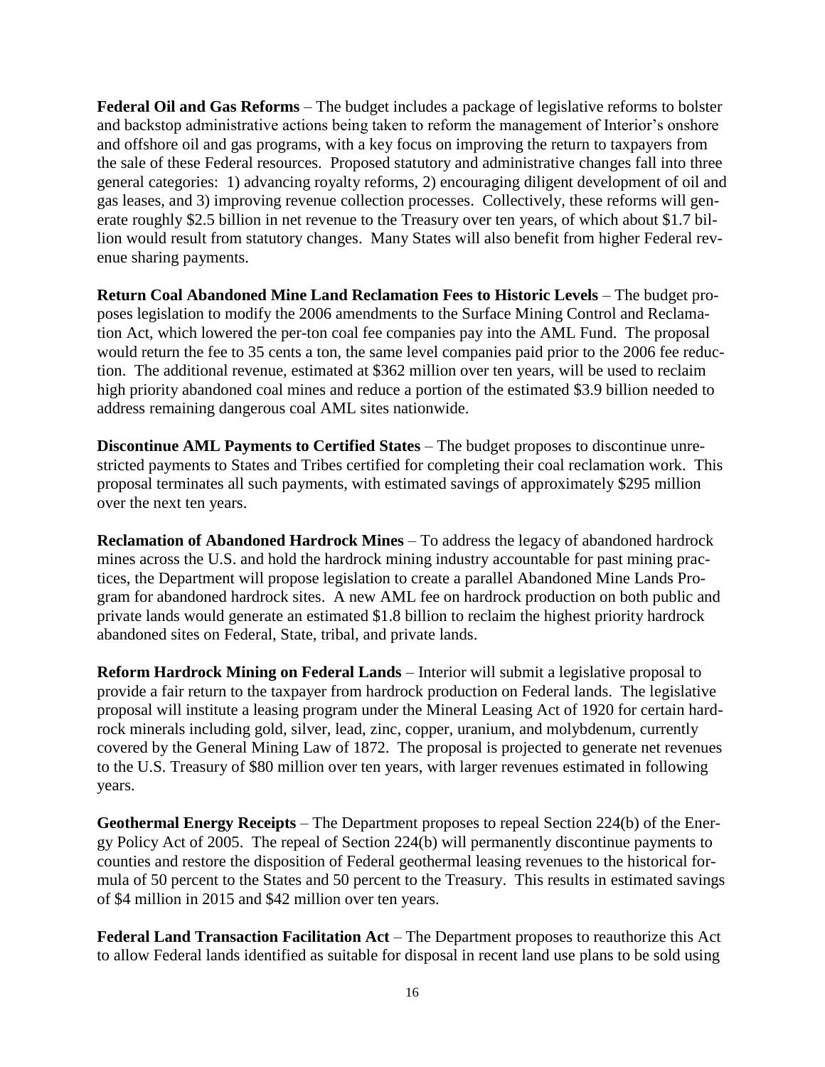**Federal Oil and Gas Reforms** – The budget includes a package of legislative reforms to bolster and backstop administrative actions being taken to reform the management of Interior's onshore and offshore oil and gas programs, with a key focus on improving the return to taxpayers from the sale of these Federal resources. Proposed statutory and administrative changes fall into three general categories: 1) advancing royalty reforms, 2) encouraging diligent development of oil and gas leases, and 3) improving revenue collection processes. Collectively, these reforms will generate roughly $2.5 billion in net revenue to the Treasury over ten years, of which about $1.7 billion would result from statutory changes. Many States will also benefit from higher Federal revenue sharing payments.

**Return Coal Abandoned Mine Land Reclamation Fees to Historic Levels** – The budget proposes legislation to modify the 2006 amendments to the Surface Mining Control and Reclamation Act, which lowered the per-ton coal fee companies pay into the AML Fund. The proposal would return the fee to 35 cents a ton, the same level companies paid prior to the 2006 fee reduction. The additional revenue, estimated at $362 million over ten years, will be used to reclaim high priority abandoned coal mines and reduce a portion of the estimated $3.9 billion needed to address remaining dangerous coal AML sites nationwide.

**Discontinue AML Payments to Certified States** – The budget proposes to discontinue unrestricted payments to States and Tribes certified for completing their coal reclamation work. This proposal terminates all such payments, with estimated savings of approximately $295 million over the next ten years.

**Reclamation of Abandoned Hardrock Mines** – To address the legacy of abandoned hardrock mines across the U.S. and hold the hardrock mining industry accountable for past mining practices, the Department will propose legislation to create a parallel Abandoned Mine Lands Program for abandoned hardrock sites. A new AML fee on hardrock production on both public and private lands would generate an estimated $1.8 billion to reclaim the highest priority hardrock abandoned sites on Federal, State, tribal, and private lands.

**Reform Hardrock Mining on Federal Lands** – Interior will submit a legislative proposal to provide a fair return to the taxpayer from hardrock production on Federal lands. The legislative proposal will institute a leasing program under the Mineral Leasing Act of 1920 for certain hardrock minerals including gold, silver, lead, zinc, copper, uranium, and molybdenum, currently covered by the General Mining Law of 1872. The proposal is projected to generate net revenues to the U.S. Treasury of $80 million over ten years, with larger revenues estimated in following years.

**Geothermal Energy Receipts** – The Department proposes to repeal Section 224(b) of the Energy Policy Act of 2005. The repeal of Section 224(b) will permanently discontinue payments to counties and restore the disposition of Federal geothermal leasing revenues to the historical formula of 50 percent to the States and 50 percent to the Treasury. This results in estimated savings of $4 million in 2015 and $42 million over ten years.

**Federal Land Transaction Facilitation Act** – The Department proposes to reauthorize this Act to allow Federal lands identified as suitable for disposal in recent land use plans to be sold using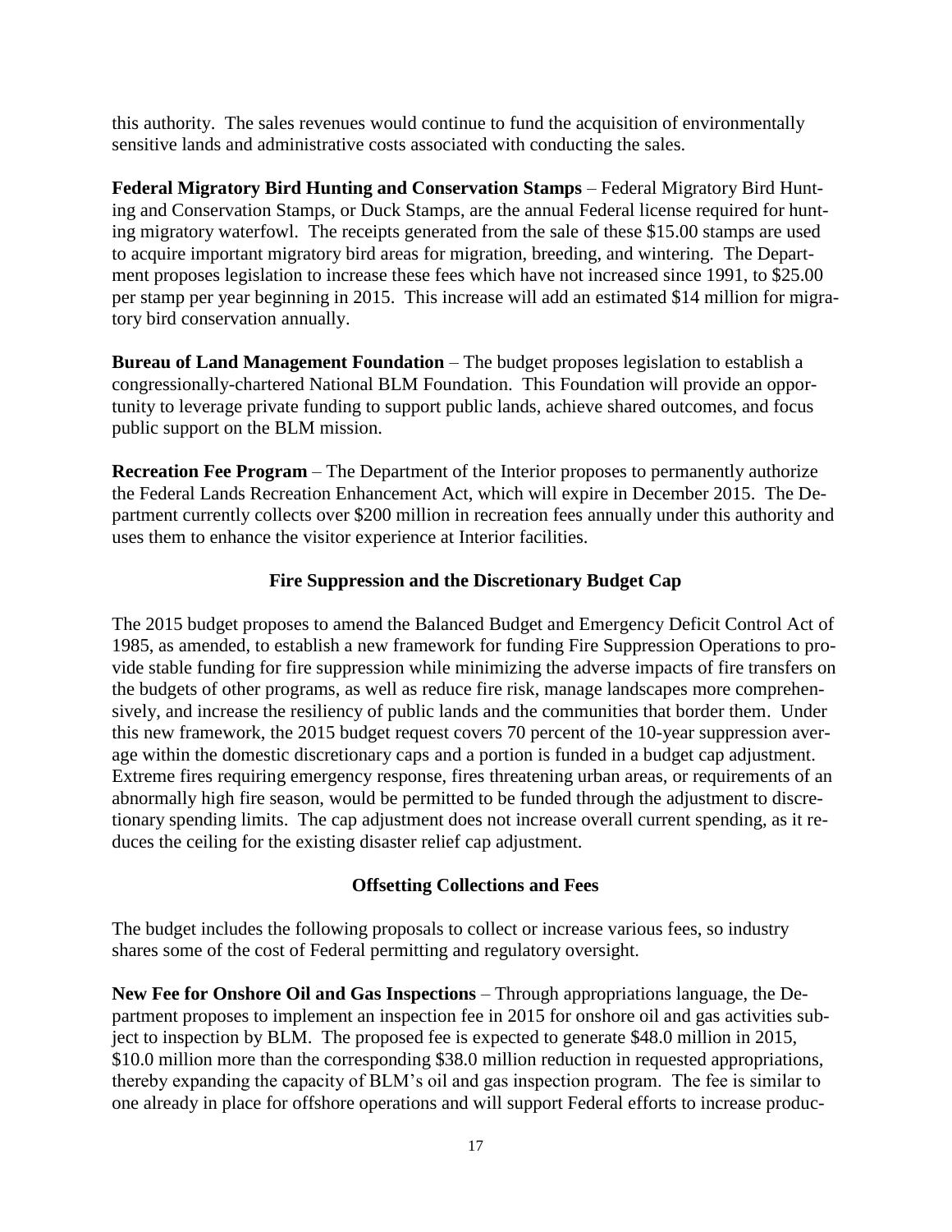this authority. The sales revenues would continue to fund the acquisition of environmentally sensitive lands and administrative costs associated with conducting the sales.

**Federal Migratory Bird Hunting and Conservation Stamps** – Federal Migratory Bird Hunting and Conservation Stamps, or Duck Stamps, are the annual Federal license required for hunting migratory waterfowl. The receipts generated from the sale of these $15.00 stamps are used to acquire important migratory bird areas for migration, breeding, and wintering. The Department proposes legislation to increase these fees which have not increased since 1991, to $25.00 per stamp per year beginning in 2015. This increase will add an estimated $14 million for migratory bird conservation annually.

**Bureau of Land Management Foundation** – The budget proposes legislation to establish a congressionally-chartered National BLM Foundation. This Foundation will provide an opportunity to leverage private funding to support public lands, achieve shared outcomes, and focus public support on the BLM mission.

**Recreation Fee Program** – The Department of the Interior proposes to permanently authorize the Federal Lands Recreation Enhancement Act, which will expire in December 2015. The Department currently collects over $200 million in recreation fees annually under this authority and uses them to enhance the visitor experience at Interior facilities.

## Fire Suppression and the Discretionary Budget Cap

The 2015 budget proposes to amend the Balanced Budget and Emergency Deficit Control Act of 1985, as amended, to establish a new framework for funding Fire Suppression Operations to provide stable funding for fire suppression while minimizing the adverse impacts of fire transfers on the budgets of other programs, as well as reduce fire risk, manage landscapes more comprehensively, and increase the resiliency of public lands and the communities that border them. Under this new framework, the 2015 budget request covers 70 percent of the 10-year suppression average within the domestic discretionary caps and a portion is funded in a budget cap adjustment. Extreme fires requiring emergency response, fires threatening urban areas, or requirements of an abnormally high fire season, would be permitted to be funded through the adjustment to discretionary spending limits. The cap adjustment does not increase overall current spending, as it reduces the ceiling for the existing disaster relief cap adjustment.

## Offsetting Collections and Fees

The budget includes the following proposals to collect or increase various fees, so industry shares some of the cost of Federal permitting and regulatory oversight.

**New Fee for Onshore Oil and Gas Inspections** – Through appropriations language, the Department proposes to implement an inspection fee in 2015 for onshore oil and gas activities subject to inspection by BLM. The proposed fee is expected to generate $48.0 million in 2015, $10.0 million more than the corresponding $38.0 million reduction in requested appropriations, thereby expanding the capacity of BLM's oil and gas inspection program. The fee is similar to one already in place for offshore operations and will support Federal efforts to increase produc-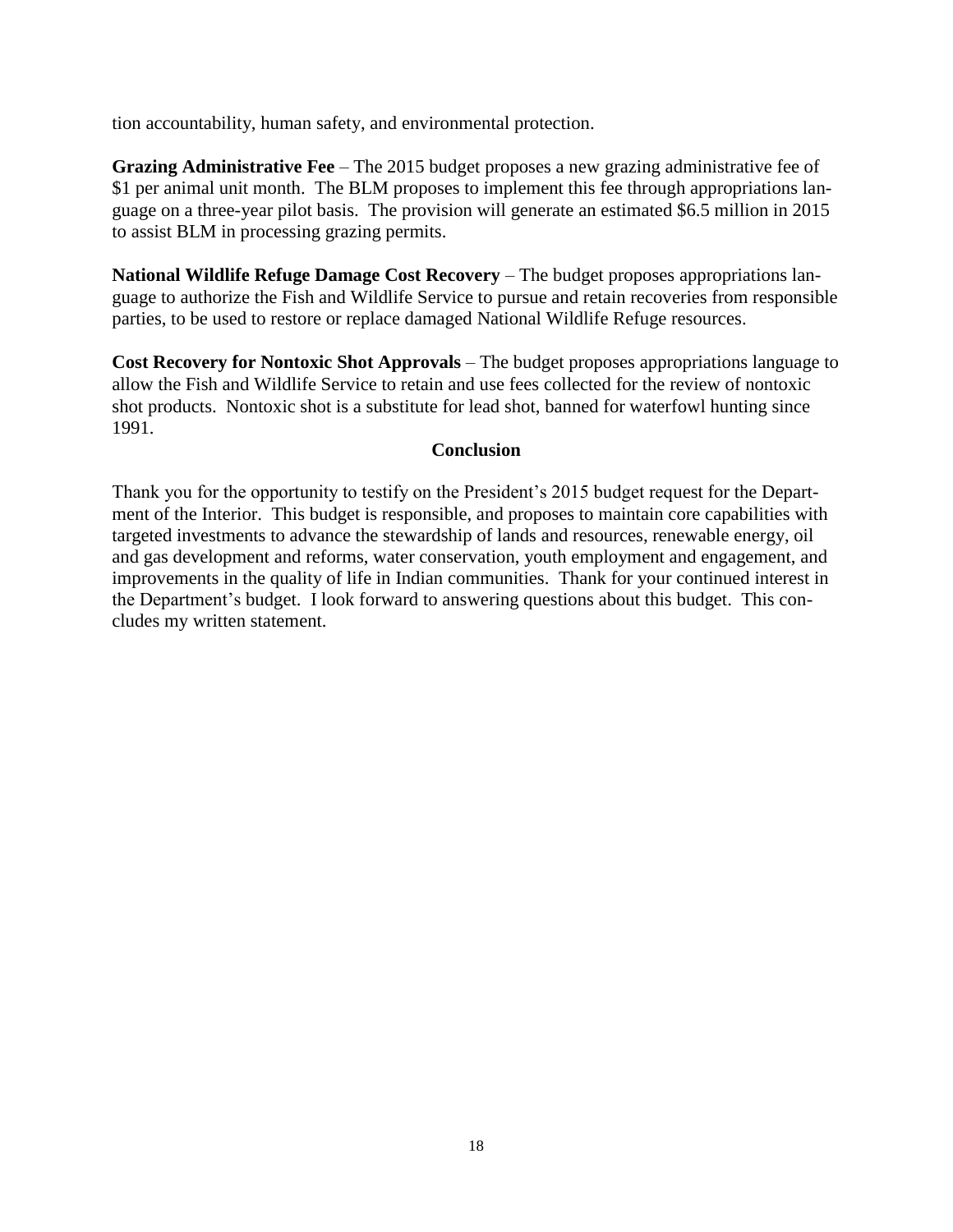tion accountability, human safety, and environmental protection.

**Grazing Administrative Fee** – The 2015 budget proposes a new grazing administrative fee of $1 per animal unit month. The BLM proposes to implement this fee through appropriations language on a three-year pilot basis. The provision will generate an estimated $6.5 million in 2015 to assist BLM in processing grazing permits.

**National Wildlife Refuge Damage Cost Recovery** – The budget proposes appropriations language to authorize the Fish and Wildlife Service to pursue and retain recoveries from responsible parties, to be used to restore or replace damaged National Wildlife Refuge resources.

**Cost Recovery for Nontoxic Shot Approvals** – The budget proposes appropriations language to allow the Fish and Wildlife Service to retain and use fees collected for the review of nontoxic shot products. Nontoxic shot is a substitute for lead shot, banned for waterfowl hunting since 1991.

## Conclusion

Thank you for the opportunity to testify on the President's 2015 budget request for the Department of the Interior. This budget is responsible, and proposes to maintain core capabilities with targeted investments to advance the stewardship of lands and resources, renewable energy, oil and gas development and reforms, water conservation, youth employment and engagement, and improvements in the quality of life in Indian communities. Thank for your continued interest in the Department's budget. I look forward to answering questions about this budget. This concludes my written statement.